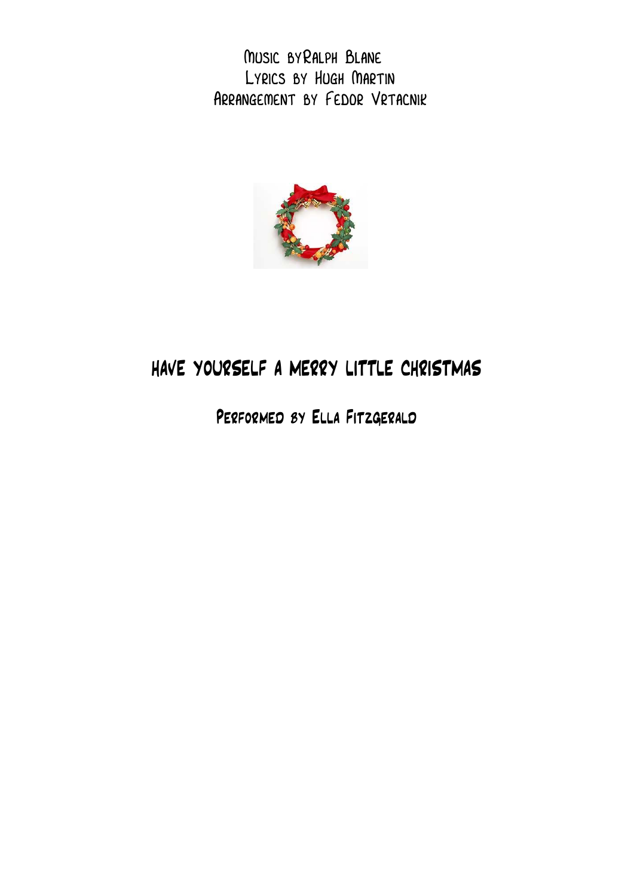Music byRalph Blane
Lyrics by Hugh Martin
Arrangement by Fedor Vrtacnik

# HAVE YOURSELF A MERRY LITTLE CHRISTMAS

## Performed by Ella Fitzgerald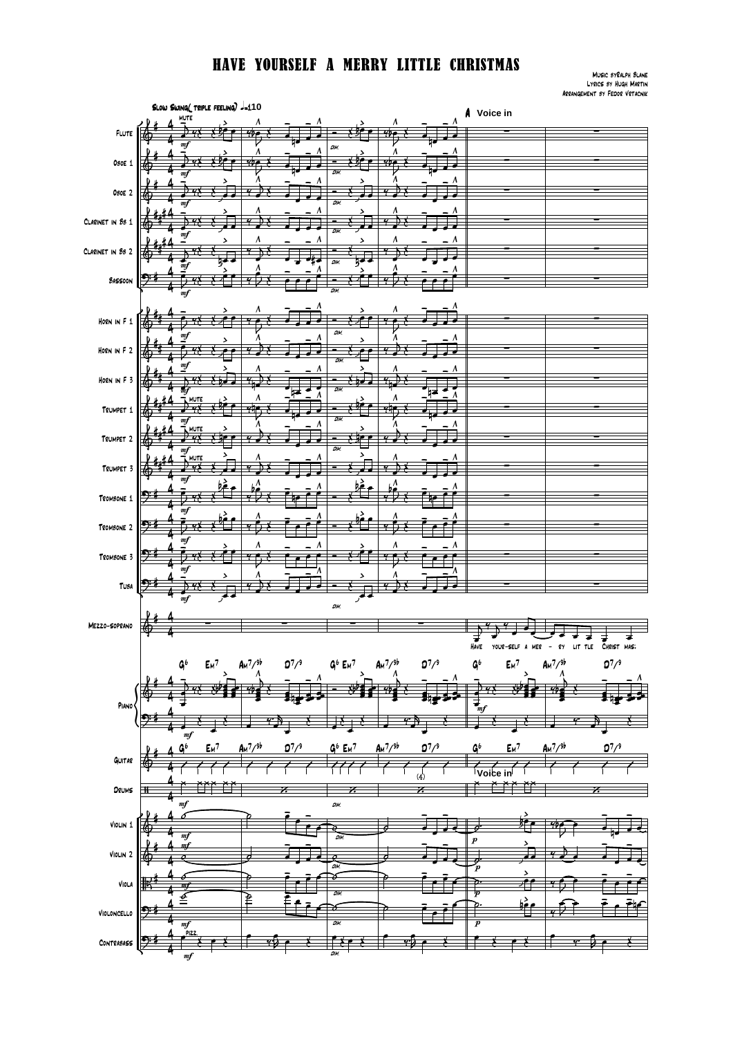# HAVE YOURSELF A MERRY LITTLE CHRISTMAS

Music by Ralph Blane
Lyrics by Hugh Martin
Arrangement by Fedor Vrtacnik

Slow Swing( triple feeling) ♩=110

A Voice in

Flute
Oboe 1
Oboe 2
Clarinet in Bb 1
Clarinet in Bb 2
Bassoon
Horn in F 1
Horn in F 2
Horn in F 3
Trumpet 1
Trumpet 2
Trumpet 3
Trombone 1
Trombone 2
Trombone 3
Tuba
Mezzo-soprano
Piano
Guitar
Drums
Violin 1
Violin 2
Viola
Violoncello
Contrabass

Have your-self a mer - ry lit tle Christ mas;

G6 Em7 Am7/9b D7/9 G6 Em7 Am7/9b D7/9 G6 Em7 Am7/9b D7/9

Voice in